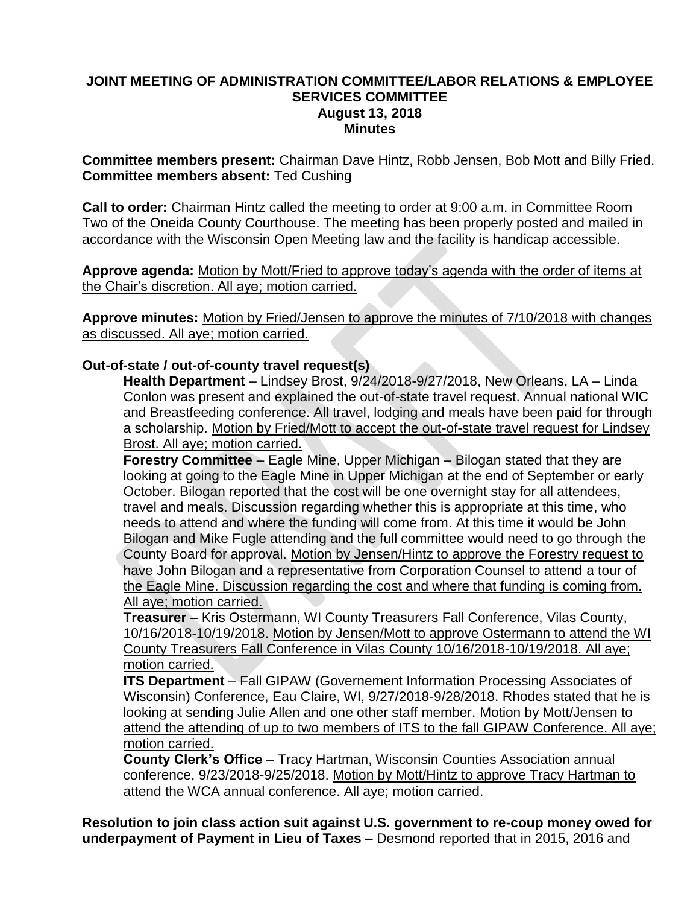# JOINT MEETING OF ADMINISTRATION COMMITTEE/LABOR RELATIONS & EMPLOYEE SERVICES COMMITTEE

**August 13, 2018**

**Minutes**

**Committee members present:** Chairman Dave Hintz, Robb Jensen, Bob Mott and Billy Fried.
**Committee members absent:** Ted Cushing

**Call to order:** Chairman Hintz called the meeting to order at 9:00 a.m. in Committee Room Two of the Oneida County Courthouse. The meeting has been properly posted and mailed in accordance with the Wisconsin Open Meeting law and the facility is handicap accessible.

**Approve agenda:** Motion by Mott/Fried to approve today's agenda with the order of items at the Chair's discretion. All aye; motion carried.

**Approve minutes:** Motion by Fried/Jensen to approve the minutes of 7/10/2018 with changes as discussed. All aye; motion carried.

**Out-of-state / out-of-county travel request(s)**

**Health Department** – Lindsey Brost, 9/24/2018-9/27/2018, New Orleans, LA – Linda Conlon was present and explained the out-of-state travel request. Annual national WIC and Breastfeeding conference. All travel, lodging and meals have been paid for through a scholarship. Motion by Fried/Mott to accept the out-of-state travel request for Lindsey Brost. All aye; motion carried.

**Forestry Committee** – Eagle Mine, Upper Michigan – Bilogan stated that they are looking at going to the Eagle Mine in Upper Michigan at the end of September or early October. Bilogan reported that the cost will be one overnight stay for all attendees, travel and meals. Discussion regarding whether this is appropriate at this time, who needs to attend and where the funding will come from. At this time it would be John Bilogan and Mike Fugle attending and the full committee would need to go through the County Board for approval. Motion by Jensen/Hintz to approve the Forestry request to have John Bilogan and a representative from Corporation Counsel to attend a tour of the Eagle Mine. Discussion regarding the cost and where that funding is coming from. All aye; motion carried.

**Treasurer** – Kris Ostermann, WI County Treasurers Fall Conference, Vilas County, 10/16/2018-10/19/2018. Motion by Jensen/Mott to approve Ostermann to attend the WI County Treasurers Fall Conference in Vilas County 10/16/2018-10/19/2018. All aye; motion carried.

**ITS Department** – Fall GIPAW (Governement Information Processing Associates of Wisconsin) Conference, Eau Claire, WI, 9/27/2018-9/28/2018. Rhodes stated that he is looking at sending Julie Allen and one other staff member. Motion by Mott/Jensen to attend the attending of up to two members of ITS to the fall GIPAW Conference. All aye; motion carried.

**County Clerk's Office** – Tracy Hartman, Wisconsin Counties Association annual conference, 9/23/2018-9/25/2018. Motion by Mott/Hintz to approve Tracy Hartman to attend the WCA annual conference. All aye; motion carried.

**Resolution to join class action suit against U.S. government to re-coup money owed for underpayment of Payment in Lieu of Taxes –** Desmond reported that in 2015, 2016 and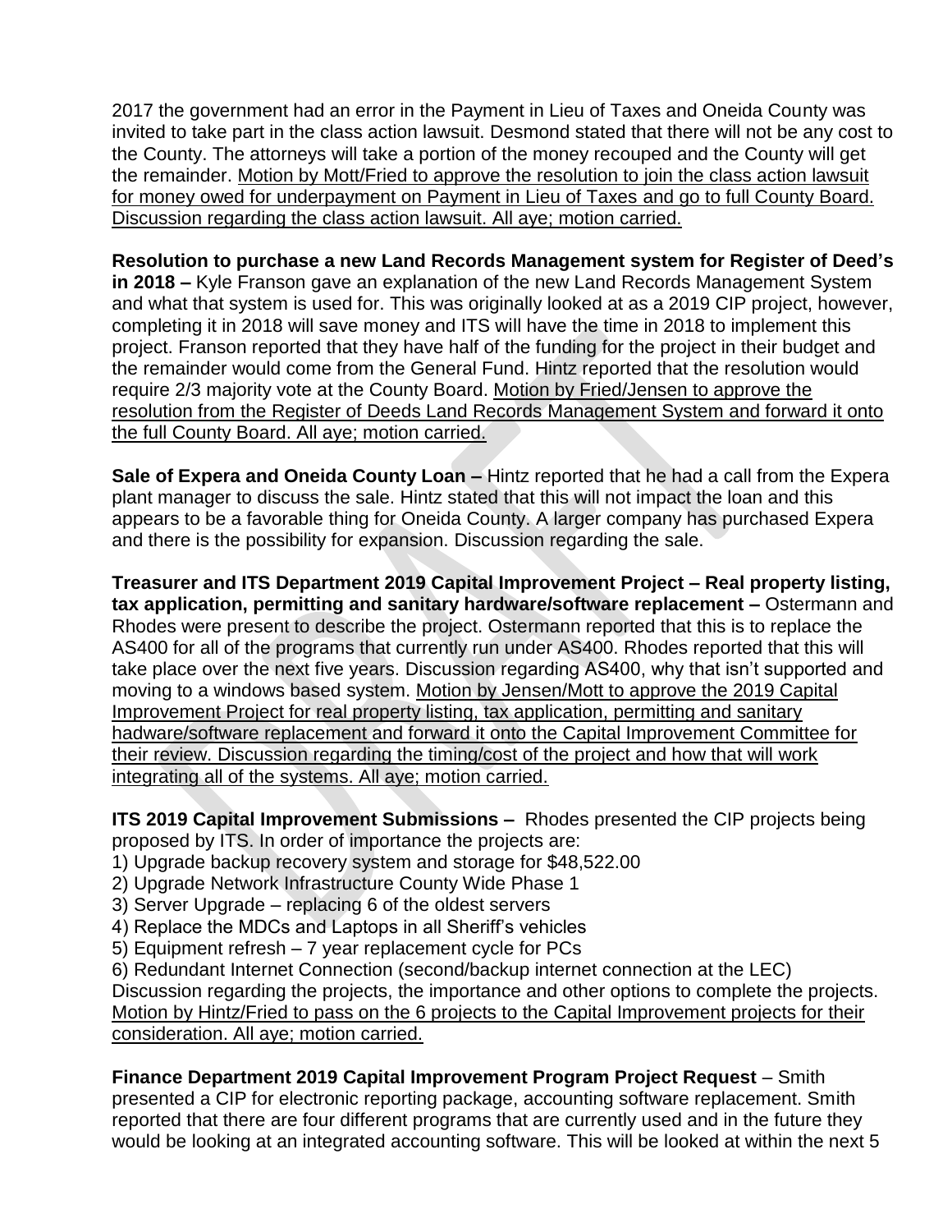2017 the government had an error in the Payment in Lieu of Taxes and Oneida County was invited to take part in the class action lawsuit. Desmond stated that there will not be any cost to the County. The attorneys will take a portion of the money recouped and the County will get the remainder. <u>Motion by Mott/Fried to approve the resolution to join the class action lawsuit for money owed for underpayment on Payment in Lieu of Taxes and go to full County Board. Discussion regarding the class action lawsuit. All aye; motion carried.</u>

**Resolution to purchase a new Land Records Management system for Register of Deed's in 2018 –** Kyle Franson gave an explanation of the new Land Records Management System and what that system is used for. This was originally looked at as a 2019 CIP project, however, completing it in 2018 will save money and ITS will have the time in 2018 to implement this project. Franson reported that they have half of the funding for the project in their budget and the remainder would come from the General Fund. Hintz reported that the resolution would require 2/3 majority vote at the County Board. <u>Motion by Fried/Jensen to approve the resolution from the Register of Deeds Land Records Management System and forward it onto the full County Board. All aye; motion carried.</u>

**Sale of Expera and Oneida County Loan –** Hintz reported that he had a call from the Expera plant manager to discuss the sale. Hintz stated that this will not impact the loan and this appears to be a favorable thing for Oneida County. A larger company has purchased Expera and there is the possibility for expansion. Discussion regarding the sale.

**Treasurer and ITS Department 2019 Capital Improvement Project – Real property listing, tax application, permitting and sanitary hardware/software replacement –** Ostermann and Rhodes were present to describe the project. Ostermann reported that this is to replace the AS400 for all of the programs that currently run under AS400. Rhodes reported that this will take place over the next five years. Discussion regarding AS400, why that isn't supported and moving to a windows based system. <u>Motion by Jensen/Mott to approve the 2019 Capital Improvement Project for real property listing, tax application, permitting and sanitary hadware/software replacement and forward it onto the Capital Improvement Committee for their review. Discussion regarding the timing/cost of the project and how that will work integrating all of the systems. All aye; motion carried.</u>

**ITS 2019 Capital Improvement Submissions –** Rhodes presented the CIP projects being proposed by ITS. In order of importance the projects are:

1) Upgrade backup recovery system and storage for $48,522.00
2) Upgrade Network Infrastructure County Wide Phase 1
3) Server Upgrade – replacing 6 of the oldest servers
4) Replace the MDCs and Laptops in all Sheriff's vehicles
5) Equipment refresh – 7 year replacement cycle for PCs
6) Redundant Internet Connection (second/backup internet connection at the LEC)

Discussion regarding the projects, the importance and other options to complete the projects. <u>Motion by Hintz/Fried to pass on the 6 projects to the Capital Improvement projects for their consideration. All aye; motion carried.</u>

**Finance Department 2019 Capital Improvement Program Project Request** – Smith presented a CIP for electronic reporting package, accounting software replacement. Smith reported that there are four different programs that are currently used and in the future they would be looking at an integrated accounting software. This will be looked at within the next 5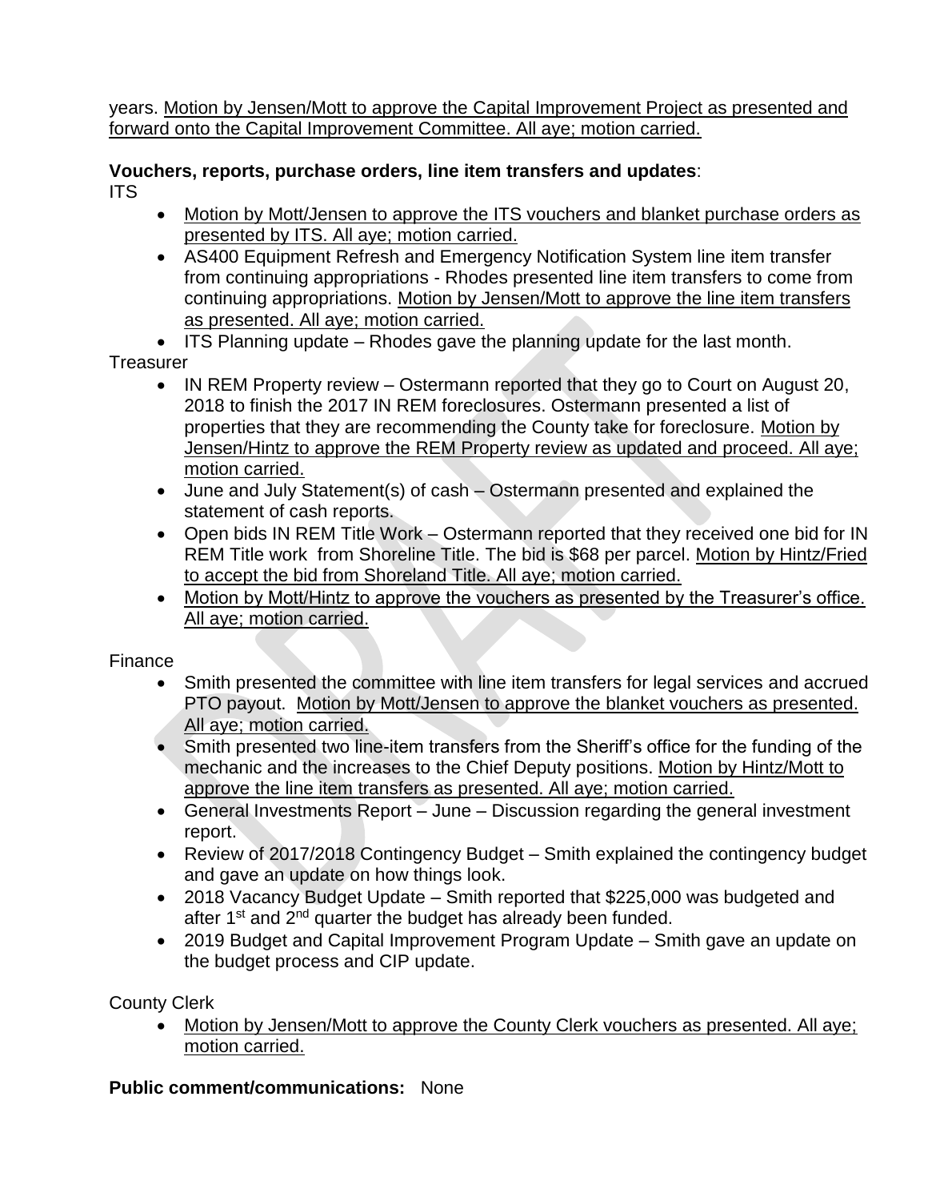years. Motion by Jensen/Mott to approve the Capital Improvement Project as presented and forward onto the Capital Improvement Committee. All aye; motion carried.

**Vouchers, reports, purchase orders, line item transfers and updates**:

ITS

- Motion by Mott/Jensen to approve the ITS vouchers and blanket purchase orders as presented by ITS. All aye; motion carried.
- AS400 Equipment Refresh and Emergency Notification System line item transfer from continuing appropriations - Rhodes presented line item transfers to come from continuing appropriations. Motion by Jensen/Mott to approve the line item transfers as presented. All aye; motion carried.
- ITS Planning update – Rhodes gave the planning update for the last month.

Treasurer

- IN REM Property review – Ostermann reported that they go to Court on August 20, 2018 to finish the 2017 IN REM foreclosures. Ostermann presented a list of properties that they are recommending the County take for foreclosure. Motion by Jensen/Hintz to approve the REM Property review as updated and proceed. All aye; motion carried.
- June and July Statement(s) of cash – Ostermann presented and explained the statement of cash reports.
- Open bids IN REM Title Work – Ostermann reported that they received one bid for IN REM Title work from Shoreline Title. The bid is $68 per parcel. Motion by Hintz/Fried to accept the bid from Shoreland Title. All aye; motion carried.
- Motion by Mott/Hintz to approve the vouchers as presented by the Treasurer's office. All aye; motion carried.

Finance

- Smith presented the committee with line item transfers for legal services and accrued PTO payout. Motion by Mott/Jensen to approve the blanket vouchers as presented. All aye; motion carried.
- Smith presented two line-item transfers from the Sheriff's office for the funding of the mechanic and the increases to the Chief Deputy positions. Motion by Hintz/Mott to approve the line item transfers as presented. All aye; motion carried.
- General Investments Report – June – Discussion regarding the general investment report.
- Review of 2017/2018 Contingency Budget – Smith explained the contingency budget and gave an update on how things look.
- 2018 Vacancy Budget Update – Smith reported that $225,000 was budgeted and after 1st and 2nd quarter the budget has already been funded.
- 2019 Budget and Capital Improvement Program Update – Smith gave an update on the budget process and CIP update.

County Clerk

- Motion by Jensen/Mott to approve the County Clerk vouchers as presented. All aye; motion carried.

**Public comment/communications:** None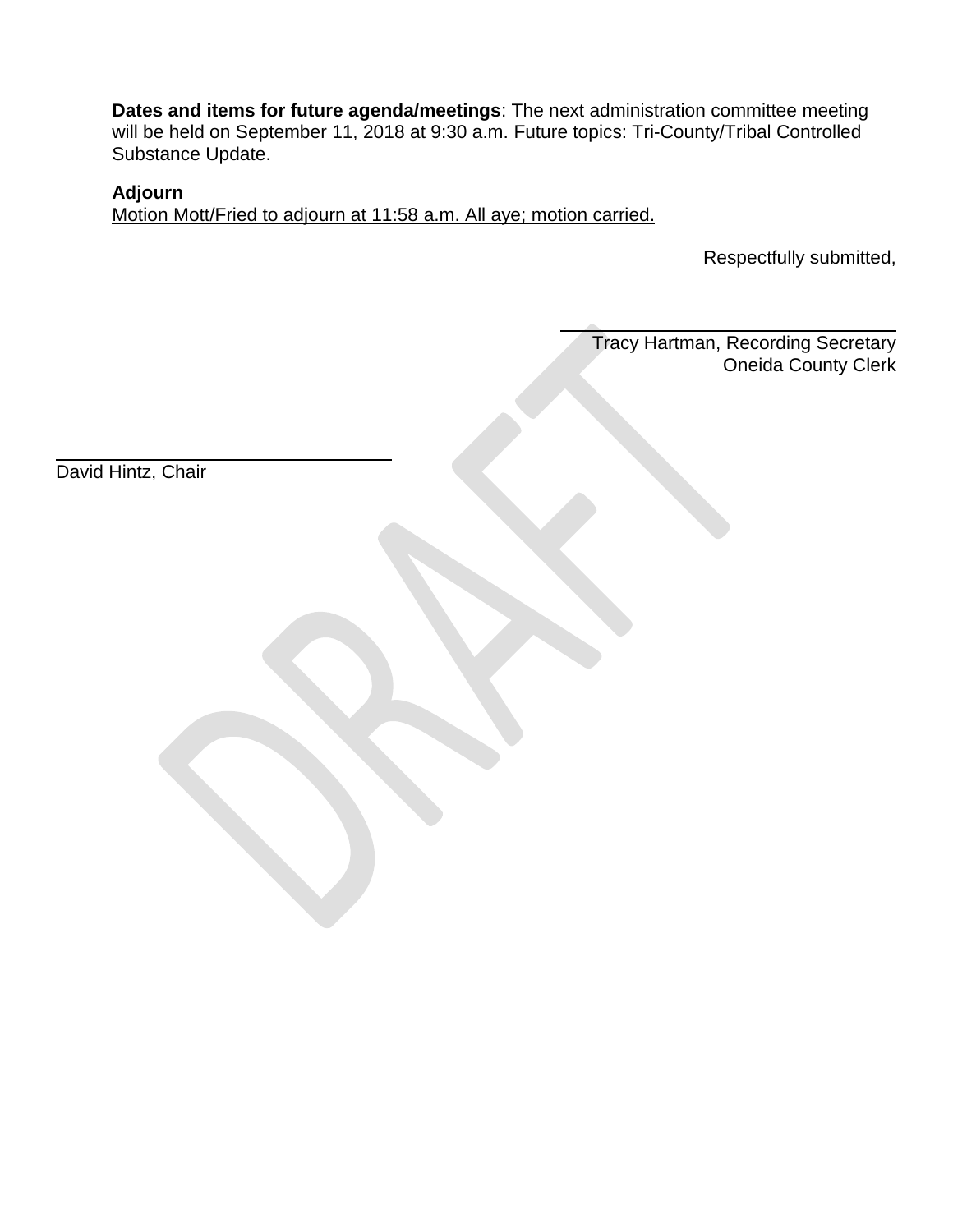**Dates and items for future agenda/meetings**: The next administration committee meeting will be held on September 11, 2018 at 9:30 a.m. Future topics: Tri-County/Tribal Controlled Substance Update.

**Adjourn**

Motion Mott/Fried to adjourn at 11:58 a.m. All aye; motion carried.

Respectfully submitted,

\_\_\_\_\_\_\_\_\_\_\_\_\_\_\_\_\_\_\_\_\_\_\_\_\_\_\_\_\_\_\_\_

Tracy Hartman, Recording Secretary

Oneida County Clerk

\_\_\_\_\_\_\_\_\_\_\_\_\_\_\_\_\_\_\_\_\_\_\_\_\_\_\_\_\_\_\_\_

David Hintz, Chair

DRAFT